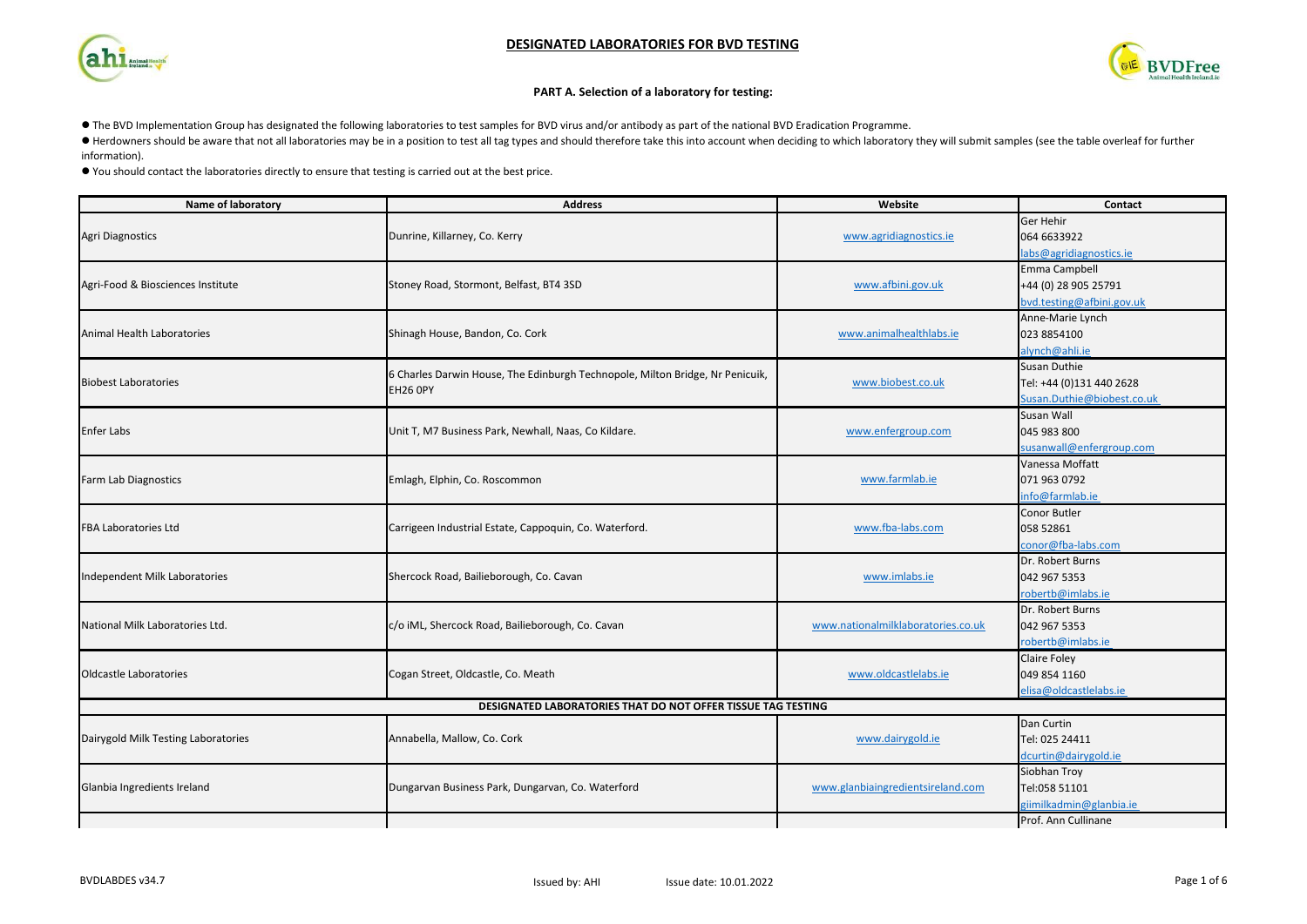# DESIGNATED LABORATORIES FOR BVD TESTING

## PART A. Selection of a laboratory for testing:

- The BVD Implementation Group has designated the following laboratories to test samples for BVD virus and/or antibody as part of the national BVD Eradication Programme.
- Herdowners should be aware that not all laboratories may be in a position to test all tag types and should therefore take this into account when deciding to which laboratory they will submit samples (see the table overleaf for further information).
- You should contact the laboratories directly to ensure that testing is carried out at the best price.

| Name of laboratory | Address | Website | Contact |
|---|---|---|---|
| Agri Diagnostics | Dunrine, Killarney, Co. Kerry | www.agridiagnostics.ie | Ger Hehir<br>064 6633922<br>labs@agridiagnostics.ie |
| Agri-Food & Biosciences Institute | Stoney Road, Stormont, Belfast, BT4 3SD | www.afbini.gov.uk | Emma Campbell<br>+44 (0) 28 905 25791<br>bvd.testing@afbini.gov.uk |
| Animal Health Laboratories | Shinagh House, Bandon, Co. Cork | www.animalhealthlabs.ie | Anne-Marie Lynch<br>023 8854100<br>alynch@ahli.ie |
| Biobest Laboratories | 6 Charles Darwin House, The Edinburgh Technopole, Milton Bridge, Nr Penicuik, EH26 0PY | www.biobest.co.uk | Susan Duthie<br>Tel: +44 (0)131 440 2628<br>Susan.Duthie@biobest.co.uk |
| Enfer Labs | Unit T, M7 Business Park, Newhall, Naas, Co Kildare. | www.enfergroup.com | Susan Wall<br>045 983 800<br>susanwall@enfergroup.com |
| Farm Lab Diagnostics | Emlagh, Elphin, Co. Roscommon | www.farmlab.ie | Vanessa Moffatt<br>071 963 0792<br>info@farmlab.ie |
| FBA Laboratories Ltd | Carrigeen Industrial Estate, Cappoquin, Co. Waterford. | www.fba-labs.com | Conor Butler<br>058 52861<br>conor@fba-labs.com |
| Independent Milk Laboratories | Shercock Road, Bailieborough, Co. Cavan | www.imlabs.ie | Dr. Robert Burns<br>042 967 5353<br>robertb@imlabs.ie |
| National Milk Laboratories Ltd. | c/o iML, Shercock Road, Bailieborough, Co. Cavan | www.nationalmilklaboratories.co.uk | Dr. Robert Burns<br>042 967 5353<br>robertb@imlabs.ie |
| Oldcastle Laboratories | Cogan Street, Oldcastle, Co. Meath | www.oldcastlelabs.ie | Claire Foley<br>049 854 1160<br>elisa@oldcastlelabs.ie |
| **DESIGNATED LABORATORIES THAT DO NOT OFFER TISSUE TAG TESTING** | | | |
| Dairygold Milk Testing Laboratories | Annabella, Mallow, Co. Cork | www.dairygold.ie | Dan Curtin<br>Tel: 025 24411<br>dcurtin@dairygold.ie |
| Glanbia Ingredients Ireland | Dungarvan Business Park, Dungarvan, Co. Waterford | www.glanbiaingredientsireland.com | Siobhan Troy<br>Tel:058 51101<br>giimilkadmin@glanbia.ie |
| | | | Prof. Ann Cullinane |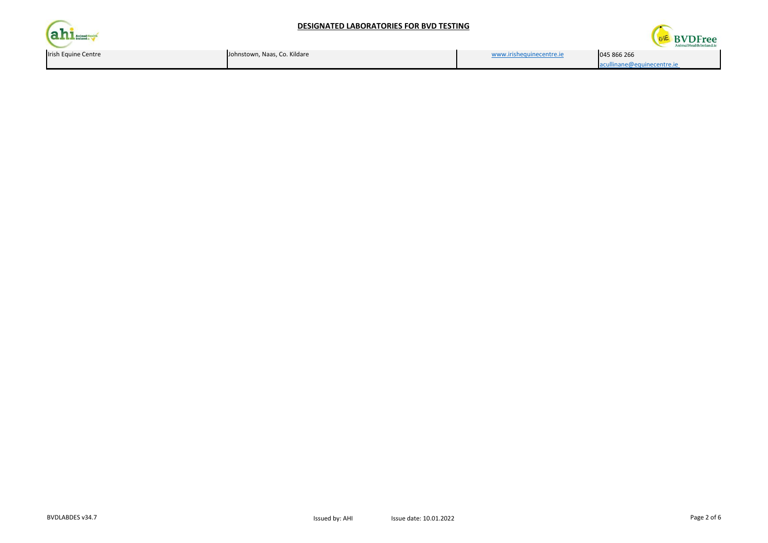## DESIGNATED LABORATORIES FOR BVD TESTING

| | | | |
|---|---|---|---|
| Irish Equine Centre | Johnstown, Naas, Co. Kildare | www.irishequinecentre.ie | 045 866 266<br>acullinane@equinecentre.ie |

BVDLABDES v34.7 Issued by: AHI Issue date: 10.01.2022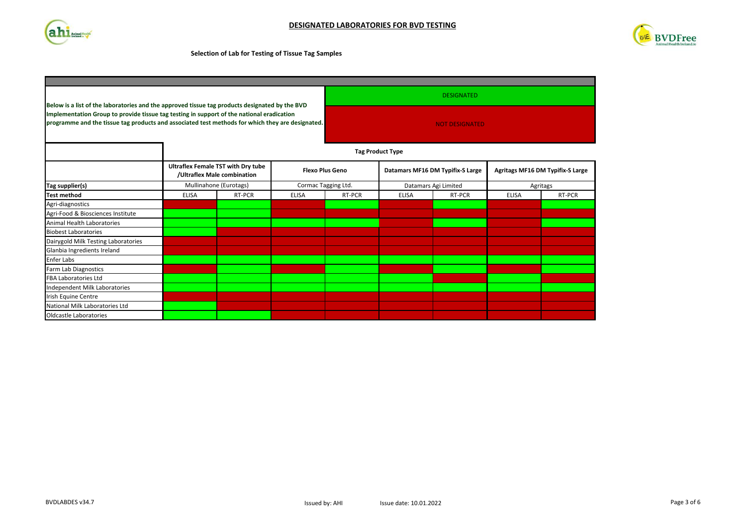# DESIGNATED LABORATORIES FOR BVD TESTING

**Selection of Lab for Testing of Tissue Tag Samples**

**Below is a list of the laboratories and the approved tissue tag products designated by the BVD Implementation Group to provide tissue tag testing in support of the national eradication programme and the tissue tag products and associated test methods for which they are designated.**

Legend: DESIGNATED | NOT DESIGNATED

| | **Tag Product Type** | | | | | | | |
|---|---|---|---|---|---|---|---|---|
| | **Ultraflex Female TST with Dry tube /Ultraflex Male combination** | | **Flexo Plus Geno** | | **Datamars MF16 DM Typifix-S Large** | | **Agritags MF16 DM Typifix-S Large** | |
| **Tag supplier(s)** | Mullinahone (Eurotags) | | Cormac Tagging Ltd. | | Datamars Agi Limited | | Agritags | |
| **Test method** | ELISA | RT-PCR | ELISA | RT-PCR | ELISA | RT-PCR | ELISA | RT-PCR |
| Agri-diagnostics | NOT DESIGNATED | DESIGNATED | NOT DESIGNATED | NOT DESIGNATED | NOT DESIGNATED | DESIGNATED | NOT DESIGNATED | DESIGNATED |
| Agri-Food & Biosciences Institute | DESIGNATED | DESIGNATED | NOT DESIGNATED | NOT DESIGNATED | NOT DESIGNATED | NOT DESIGNATED | NOT DESIGNATED | NOT DESIGNATED |
| Animal Health Laboratories | NOT DESIGNATED | DESIGNATED | DESIGNATED | DESIGNATED | NOT DESIGNATED | DESIGNATED | NOT DESIGNATED | DESIGNATED |
| Biobest Laboratories | DESIGNATED | NOT DESIGNATED | NOT DESIGNATED | NOT DESIGNATED | NOT DESIGNATED | NOT DESIGNATED | NOT DESIGNATED | NOT DESIGNATED |
| Dairygold Milk Testing Laboratories | NOT DESIGNATED | NOT DESIGNATED | NOT DESIGNATED | NOT DESIGNATED | NOT DESIGNATED | NOT DESIGNATED | NOT DESIGNATED | NOT DESIGNATED |
| Glanbia Ingredients Ireland | NOT DESIGNATED | NOT DESIGNATED | NOT DESIGNATED | NOT DESIGNATED | NOT DESIGNATED | NOT DESIGNATED | NOT DESIGNATED | NOT DESIGNATED |
| Enfer Labs | DESIGNATED | DESIGNATED | DESIGNATED | DESIGNATED | DESIGNATED | DESIGNATED | DESIGNATED | DESIGNATED |
| Farm Lab Diagnostics | NOT DESIGNATED | DESIGNATED | NOT DESIGNATED | DESIGNATED | NOT DESIGNATED | DESIGNATED | NOT DESIGNATED | DESIGNATED |
| FBA Laboratories Ltd | DESIGNATED | DESIGNATED | DESIGNATED | DESIGNATED | DESIGNATED | NOT DESIGNATED | DESIGNATED | NOT DESIGNATED |
| Independent Milk Laboratories | DESIGNATED | DESIGNATED | DESIGNATED | DESIGNATED | DESIGNATED | DESIGNATED | DESIGNATED | DESIGNATED |
| Irish Equine Centre | NOT DESIGNATED | NOT DESIGNATED | NOT DESIGNATED | NOT DESIGNATED | NOT DESIGNATED | NOT DESIGNATED | NOT DESIGNATED | NOT DESIGNATED |
| National Milk Laboratories Ltd | DESIGNATED | NOT DESIGNATED | NOT DESIGNATED | NOT DESIGNATED | NOT DESIGNATED | NOT DESIGNATED | NOT DESIGNATED | NOT DESIGNATED |
| Oldcastle Laboratories | DESIGNATED | DESIGNATED | NOT DESIGNATED | NOT DESIGNATED | NOT DESIGNATED | NOT DESIGNATED | NOT DESIGNATED | NOT DESIGNATED |

BVDLABDES v34.7 | Issued by: AHI | Issue date: 10.01.2022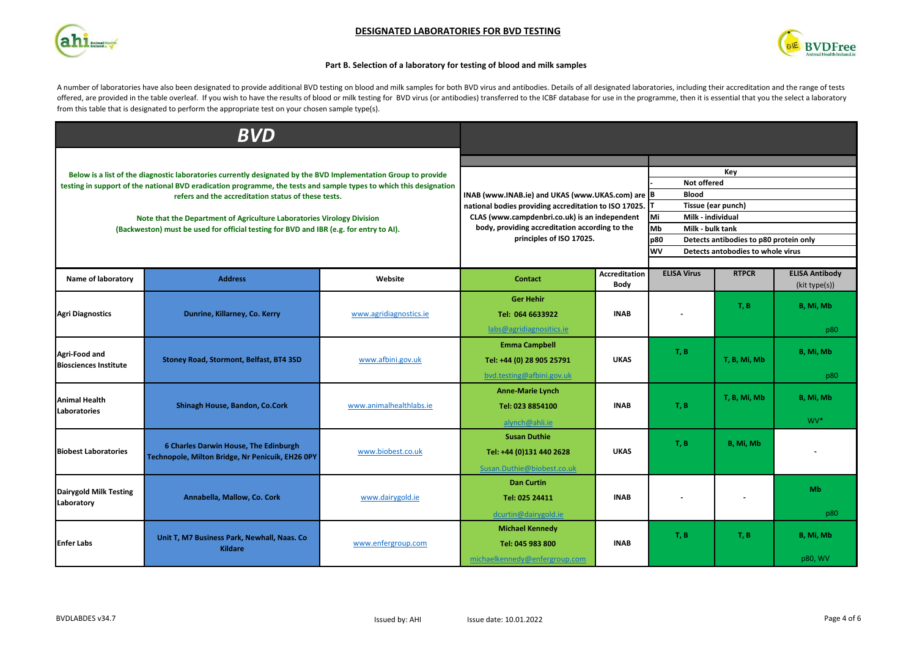# DESIGNATED LABORATORIES FOR BVD TESTING

### Part B. Selection of a laboratory for testing of blood and milk samples

A number of laboratories have also been designated to provide additional BVD testing on blood and milk samples for both BVD virus and antibodies. Details of all designated laboratories, including their accreditation and the range of tests offered, are provided in the table overleaf. If you wish to have the results of blood or milk testing for BVD virus (or antibodies) transferred to the ICBF database for use in the programme, then it is essential that you the select a laboratory from this table that is designated to perform the appropriate test on your chosen sample type(s).

## *BVD*

**Below is a list of the diagnostic laboratories currently designated by the BVD Implementation Group to provide testing in support of the national BVD eradication programme, the tests and sample types to which this designation refers and the accreditation status of these tests.**

**Note that the Department of Agriculture Laboratories Virology Division (Backweston) must be used for official testing for BVD and IBR (e.g. for entry to AI).**

**INAB (www.INAB.ie) and UKAS (www.UKAS.com) are national bodies providing accreditation to ISO 17025. CLAS (www.campdenbri.co.uk) is an independent body, providing accreditation according to the principles of ISO 17025.**

**Key**

| | |
|---|---|
| - | Not offered |
| B | Blood |
| T | Tissue (ear punch) |
| Mi | Milk - individual |
| Mb | Milk - bulk tank |
| p80 | Detects antibodies to p80 protein only |
| WV | Detects antobodies to whole virus |

| Name of laboratory | Address | Website | Contact | Accreditation Body | ELISA Virus | RTPCR | ELISA Antibody (kit type(s)) |
|---|---|---|---|---|---|---|---|
| Agri Diagnostics | Dunrine, Killarney, Co. Kerry | www.agridiagnostics.ie | Ger Hehir<br>Tel: 064 6633922<br>labs@agridiagnositics.ie | INAB | - | T, B | B, Mi, Mb<br>p80 |
| Agri-Food and Biosciences Institute | Stoney Road, Stormont, Belfast, BT4 3SD | www.afbini.gov.uk | Emma Campbell<br>Tel: +44 (0) 28 905 25791<br>bvd.testing@afbini.gov.uk | UKAS | T, B | T, B, Mi, Mb | B, Mi, Mb<br>p80 |
| Animal Health Laboratories | Shinagh House, Bandon, Co.Cork | www.animalhealthlabs.ie | Anne-Marie Lynch<br>Tel: 023 8854100<br>alynch@ahli.ie | INAB | T, B | T, B, Mi, Mb | B, Mi, Mb<br>WV* |
| Biobest Laboratories | 6 Charles Darwin House, The Edinburgh Technopole, Milton Bridge, Nr Penicuik, EH26 0PY | www.biobest.co.uk | Susan Duthie<br>Tel: +44 (0)131 440 2628<br>Susan.Duthie@biobest.co.uk | UKAS | T, B | B, Mi, Mb | - |
| Dairygold Milk Testing Laboratory | Annabella, Mallow, Co. Cork | www.dairygold.ie | Dan Curtin<br>Tel: 025 24411<br>dcurtin@dairygold.ie | INAB | - | - | Mb<br>p80 |
| Enfer Labs | Unit T, M7 Business Park, Newhall, Naas. Co Kildare | www.enfergroup.com | Michael Kennedy<br>Tel: 045 983 800<br>michaelkennedy@enfergroup.com | INAB | T, B | T, B | B, Mi, Mb<br>p80, WV |

BVDLABDES v34.7 Issued by: AHI Issue date: 10.01.2022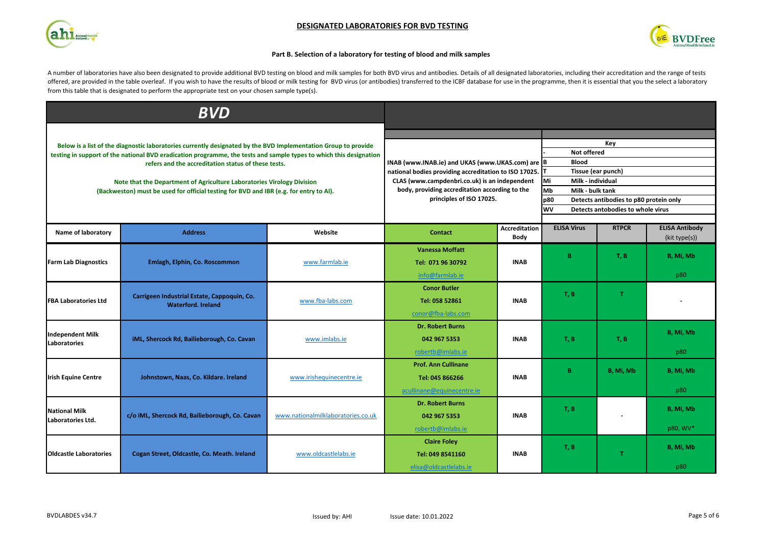# DESIGNATED LABORATORIES FOR BVD TESTING

## Part B. Selection of a laboratory for testing of blood and milk samples

A number of laboratories have also been designated to provide additional BVD testing on blood and milk samples for both BVD virus and antibodies. Details of all designated laboratories, including their accreditation and the range of tests offered, are provided in the table overleaf. If you wish to have the results of blood or milk testing for BVD virus (or antibodies) transferred to the ICBF database for use in the programme, then it is essential that you the select a laboratory from this table that is designated to perform the appropriate test on your chosen sample type(s).

## BVD

**Below is a list of the diagnostic laboratories currently designated by the BVD Implementation Group to provide testing in support of the national BVD eradication programme, the tests and sample types to which this designation refers and the accreditation status of these tests.**

**Note that the Department of Agriculture Laboratories Virology Division (Backweston) must be used for official testing for BVD and IBR (e.g. for entry to AI).**

**INAB (www.INAB.ie) and UKAS (www.UKAS.com) are national bodies providing accreditation to ISO 17025. CLAS (www.campdenbri.co.uk) is an independent body, providing accreditation according to the principles of ISO 17025.**

**Key**

| Code | Meaning |
|---|---|
| - | Not offered |
| B | Blood |
| T | Tissue (ear punch) |
| Mi | Milk - individual |
| Mb | Milk - bulk tank |
| p80 | Detects antibodies to p80 protein only |
| WV | Detects antobodies to whole virus |

| Name of laboratory | Address | Website | Contact | Accreditation Body | ELISA Virus | RTPCR | ELISA Antibody (kit type(s)) |
|---|---|---|---|---|---|---|---|
| Farm Lab Diagnostics | Emlagh, Elphin, Co. Roscommon | www.farmlab.ie | Vanessa Moffatt<br>Tel: 071 96 30792<br>info@farmlab.ie | INAB | B | T, B | B, Mi, Mb<br>p80 |
| FBA Laboratories Ltd | Carrigeen Industrial Estate, Cappoquin, Co. Waterford. Ireland | www.fba-labs.com | Conor Butler<br>Tel: 058 52861<br>conor@fba-labs.com | INAB | T, B | T | - |
| Independent Milk Laboratories | iML, Shercock Rd, Bailieborough, Co. Cavan | www.imlabs.ie | Dr. Robert Burns<br>042 967 5353<br>robertb@imlabs.ie | INAB | T, B | T, B | B, Mi, Mb<br>p80 |
| Irish Equine Centre | Johnstown, Naas, Co. Kildare. Ireland | www.irishequinecentre.ie | Prof. Ann Cullinane<br>Tel: 045 866266<br>acullinane@equinecentre.ie | INAB | B | B, Mi, Mb | B, Mi, Mb<br>p80 |
| National Milk Laboratories Ltd. | c/o iML, Shercock Rd, Bailieborough, Co. Cavan | www.nationalmilklaboratories.co.uk | Dr. Robert Burns<br>042 967 5353<br>robertb@imlabs.ie | INAB | T, B | - | B, Mi, Mb<br>p80, WV* |
| Oldcastle Laboratories | Cogan Street, Oldcastle, Co. Meath. Ireland | www.oldcastlelabs.ie | Claire Foley<br>Tel: 049 8541160<br>elisa@oldcastlelabs.ie | INAB | T, B | T | B, Mi, Mb<br>p80 |

BVDLABDES v34.7 — Issued by: AHI — Issue date: 10.01.2022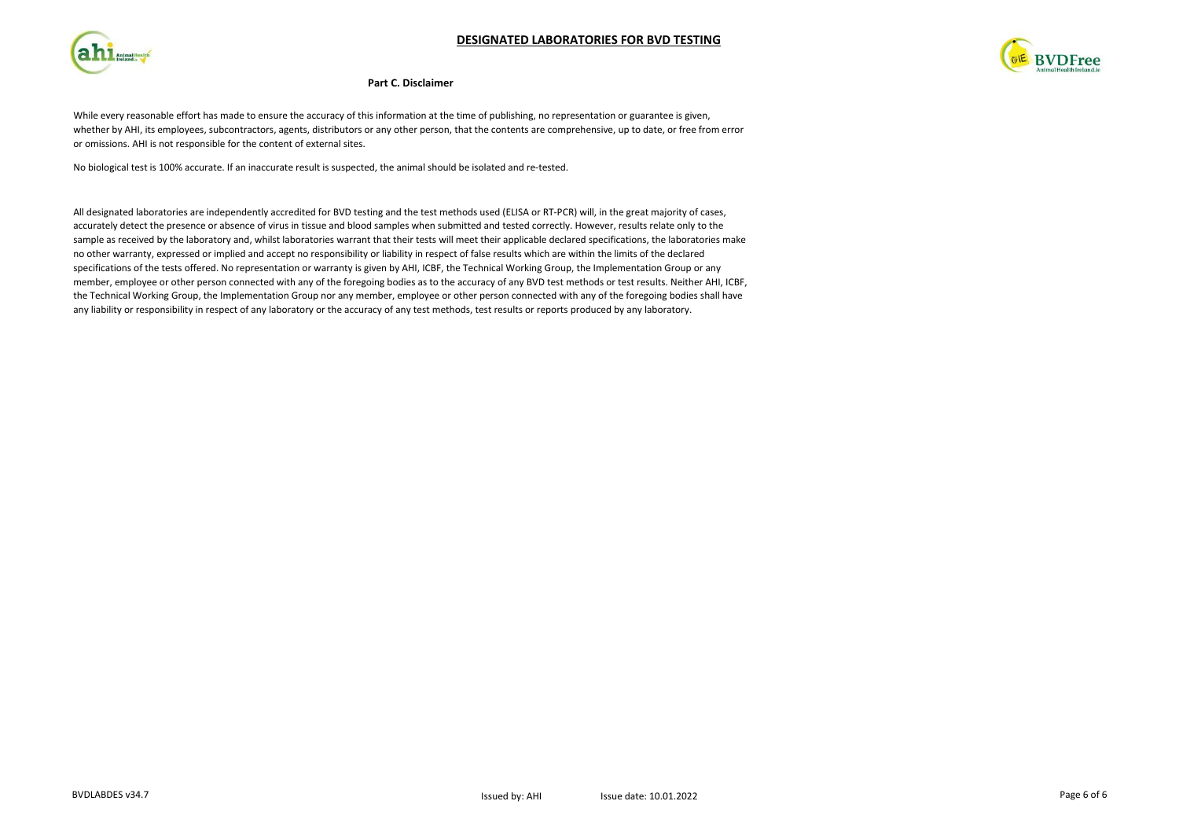## Part C. Disclaimer

While every reasonable effort has made to ensure the accuracy of this information at the time of publishing, no representation or guarantee is given, whether by AHI, its employees, subcontractors, agents, distributors or any other person, that the contents are comprehensive, up to date, or free from error or omissions. AHI is not responsible for the content of external sites.

No biological test is 100% accurate. If an inaccurate result is suspected, the animal should be isolated and re-tested.

All designated laboratories are independently accredited for BVD testing and the test methods used (ELISA or RT-PCR) will, in the great majority of cases, accurately detect the presence or absence of virus in tissue and blood samples when submitted and tested correctly. However, results relate only to the sample as received by the laboratory and, whilst laboratories warrant that their tests will meet their applicable declared specifications, the laboratories make no other warranty, expressed or implied and accept no responsibility or liability in respect of false results which are within the limits of the declared specifications of the tests offered. No representation or warranty is given by AHI, ICBF, the Technical Working Group, the Implementation Group or any member, employee or other person connected with any of the foregoing bodies as to the accuracy of any BVD test methods or test results. Neither AHI, ICBF, the Technical Working Group, the Implementation Group nor any member, employee or other person connected with any of the foregoing bodies shall have any liability or responsibility in respect of any laboratory or the accuracy of any test methods, test results or reports produced by any laboratory.